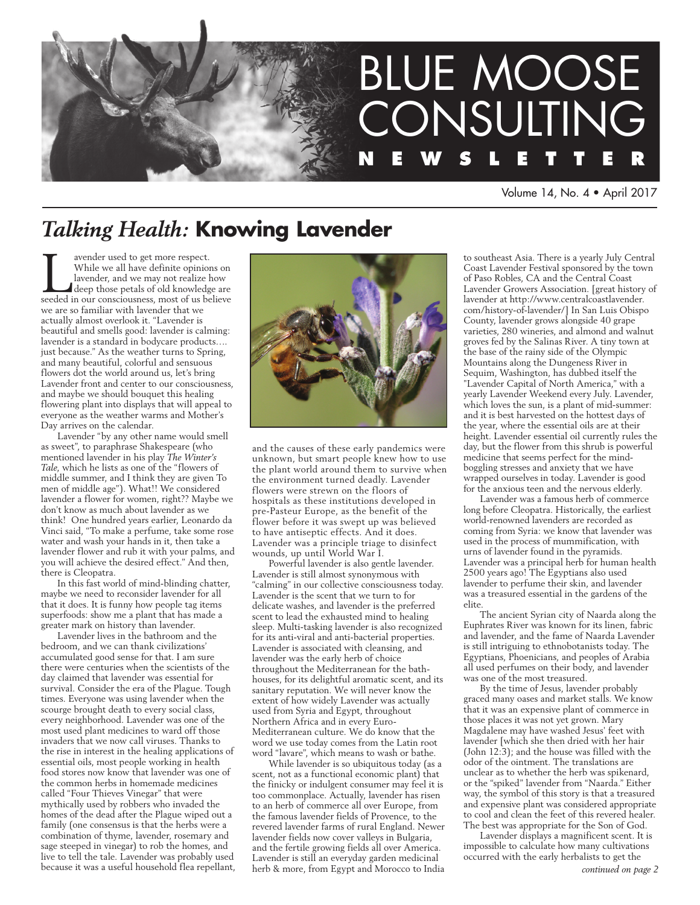# BLUE MOOSE CONSULTING NEWSLETTER

Volume 14, No. 4 • April 2017

## *Talking Health:* **Knowing Lavender**

Lavender used to get more respect. While we all have definite opinions on lavender, and we may not realize how deep those petals of old knowledge are seeded in our consciousness, most of us believe we are so familiar with lavender that we actually almost overlook it. "Lavender is beautiful and smells good: lavender is calming: lavender is a standard in bodycare products…. just because." As the weather turns to Spring, and many beautiful, colorful and sensuous flowers dot the world around us, let's bring Lavender front and center to our consciousness, and maybe we should bouquet this healing flowering plant into displays that will appeal to everyone as the weather warms and Mother's Day arrives on the calendar.

Lavender "by any other name would smell as sweet", to paraphrase Shakespeare (who mentioned lavender in his play *The Winter's Tale*, which he lists as one of the "flowers of middle summer, and I think they are given To men of middle age"). What!! We considered lavender a flower for women, right?? Maybe we don't know as much about lavender as we think! One hundred years earlier, Leonardo da Vinci said, "To make a perfume, take some rose water and wash your hands in it, then take a lavender flower and rub it with your palms, and you will achieve the desired effect." And then, there is Cleopatra.

In this fast world of mind-blinding chatter, maybe we need to reconsider lavender for all that it does. It is funny how people tag items superfoods: show me a plant that has made a greater mark on history than lavender.

Lavender lives in the bathroom and the bedroom, and we can thank civilizations' accumulated good sense for that. I am sure there were centuries when the scientists of the day claimed that lavender was essential for survival. Consider the era of the Plague. Tough times. Everyone was using lavender when the scourge brought death to every social class, every neighborhood. Lavender was one of the most used plant medicines to ward off those invaders that we now call viruses. Thanks to the rise in interest in the healing applications of essential oils, most people working in health food stores now know that lavender was one of the common herbs in homemade medicines called "Four Thieves Vinegar" that were mythically used by robbers who invaded the homes of the dead after the Plague wiped out a family (one consensus is that the herbs were a combination of thyme, lavender, rosemary and sage steeped in vinegar) to rob the homes, and live to tell the tale. Lavender was probably used because it was a useful household flea repellant, and the causes of these early pandemics were unknown, but smart people knew how to use the plant world around them to survive when the environment turned deadly. Lavender flowers were strewn on the floors of hospitals as these institutions developed in pre-Pasteur Europe, as the benefit of the flower before it was swept up was believed to have antiseptic effects. And it does. Lavender was a principle triage to disinfect wounds, up until World War I.

Powerful lavender is also gentle lavender. Lavender is still almost synonymous with "calming" in our collective consciousness today. Lavender is the scent that we turn to for delicate washes, and lavender is the preferred scent to lead the exhausted mind to healing sleep. Multi-tasking lavender is also recognized for its anti-viral and anti-bacterial properties. Lavender is associated with cleansing, and lavender was the early herb of choice throughout the Mediterranean for the bath-houses, for its delightful aromatic scent, and its sanitary reputation. We will never know the extent of how widely Lavender was actually used from Syria and Egypt, throughout Northern Africa and in every Euro-Mediterranean culture. We do know that the word we use today comes from the Latin root word "lavare", which means to wash or bathe.

While lavender is so ubiquitous today (as a scent, not as a functional economic plant) that the finicky or indulgent consumer may feel it is too commonplace. Actually, lavender has risen to an herb of commerce all over Europe, from the famous lavender fields of Provence, to the revered lavender farms of rural England. Newer lavender fields now cover valleys in Bulgaria, and the fertile growing fields all over America. Lavender is still an everyday garden medicinal herb & more, from Egypt and Morocco to India to southeast Asia. There is a yearly July Central Coast Lavender Festival sponsored by the town of Paso Robles, CA and the Central Coast Lavender Growers Association. [great history of lavender at http://www.centralcoastlavender.com/history-of-lavender/] In San Luis Obispo County, lavender grows alongside 40 grape varieties, 280 wineries, and almond and walnut groves fed by the Salinas River. A tiny town at the base of the rainy side of the Olympic Mountains along the Dungeness River in Sequim, Washington, has dubbed itself the "Lavender Capital of North America," with a yearly Lavender Weekend every July. Lavender, which loves the sun, is a plant of mid-summer: and it is best harvested on the hottest days of the year, where the essential oils are at their height. Lavender essential oil currently rules the day, but the flower from this shrub is powerful medicine that seems perfect for the mind-boggling stresses and anxiety that we have wrapped ourselves in today. Lavender is good for the anxious teen and the nervous elderly.

Lavender was a famous herb of commerce long before Cleopatra. Historically, the earliest world-renowned lavenders are recorded as coming from Syria: we know that lavender was used in the process of mummification, with urns of lavender found in the pyramids. Lavender was a principal herb for human health 2500 years ago! The Egyptians also used lavender to perfume their skin, and lavender was a treasured essential in the gardens of the elite.

The ancient Syrian city of Naarda along the Euphrates River was known for its linen, fabric and lavender, and the fame of Naarda Lavender is still intriguing to ethnobotanists today. The Egyptians, Phoenicians, and peoples of Arabia all used perfumes on their body, and lavender was one of the most treasured.

By the time of Jesus, lavender probably graced many oases and market stalls. We know that it was an expensive plant of commerce in those places it was not yet grown. Mary Magdalene may have washed Jesus' feet with lavender [which she then dried with her hair (John 12:3); and the house was filled with the odor of the ointment. The translations are unclear as to whether the herb was spikenard, or the "spiked" lavender from "Naarda." Either way, the symbol of this story is that a treasured and expensive plant was considered appropriate to cool and clean the feet of this revered healer. The best was appropriate for the Son of God.

Lavender displays a magnificent scent. It is impossible to calculate how many cultivations occurred with the early herbalists to get the

*continued on page 2*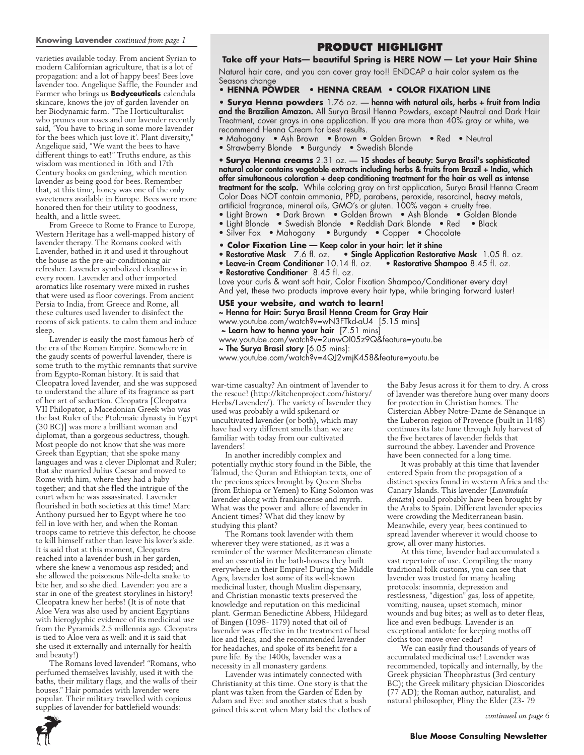**Knowing Lavender** *continued from page 1*

varieties available today. From ancient Syrian to modern Californian agriculture, that is a lot of propagation: and a lot of happy bees! Bees love lavender too. Angelique Saffle, the Founder and Farmer who brings us **Bodyceuticals** calendula skincare, knows the joy of garden lavender on her Biodynamic farm. "The Horticulturalist who prunes our roses and our lavender recently said, 'You have to bring in some more lavender for the bees which just love it'. Plant diversity," Angelique said, "We want the bees to have different things to eat!" Truths endure, as this wisdom was mentioned in 16th and 17th Century books on gardening, which mention lavender as being good for bees. Remember that, at this time, honey was one of the only sweeteners available in Europe. Bees were more honored then for their utility to goodness, health, and a little sweet.

From Greece to Rome to France to Europe, Western Heritage has a well-mapped history of lavender therapy. The Romans cooked with Lavender, bathed in it and used it throughout the house as the pre-air-conditioning air refresher. Lavender symbolized cleanliness in every room. Lavender and other imported aromatics like rosemary were mixed in rushes that were used as floor coverings. From ancient Persia to India, from Greece and Rome, all these cultures used lavender to disinfect the rooms of sick patients. to calm them and induce sleep.

Lavender is easily the most famous herb of the era of the Roman Empire. Somewhere in the gaudy scents of powerful lavender, there is some truth to the mythic remnants that survive from Egypto-Roman history. It is said that Cleopatra loved lavender, and she was supposed to understand the allure of its fragrance as part of her art of seduction. Cleopatra [Cleopatra VII Philopator, a Macedonian Greek who was the last Ruler of the Ptolemaic dynasty in Egypt (30 BC)] was more a brilliant woman and diplomat, than a gorgeous seductress, though. Most people do not know that she was more Greek than Egyptian; that she spoke many languages and was a clever Diplomat and Ruler; that she married Julius Caesar and moved to Rome with him, where they had a baby together; and that she fled the intrigue of the court when he was assassinated. Lavender flourished in both societies at this time! Marc Anthony pursued her to Egypt where he too fell in love with her, and when the Roman troops came to retrieve this defector, he choose to kill himself rather than leave his lover's side. It is said that at this moment, Cleopatra reached into a lavender bush in her garden, where she knew a venomous asp resided; and she allowed the poisonous Nile-delta snake to bite her, and so she died. Lavender: you are a star in one of the greatest storylines in history! Cleopatra knew her herbs! (It is of note that Aloe Vera was also used by ancient Egyptians with hieroglyphic evidence of its medicinal use from the Pyramids 2.5 millennia ago. Cleopatra is tied to Aloe vera as well: and it is said that she used it externally and internally for health and beauty!)

The Romans loved lavender! "Romans, who perfumed themselves lavishly, used it with the baths, their military flags, and the walls of their houses." Hair pomades with lavender were popular. Their military travelled with copious supplies of lavender for battlefield wounds: war-time casualty? An ointment of lavender to the rescue! (http://kitchenproject.com/history/Herbs/Lavender/). The variety of lavender they used was probably a wild spikenard or uncultivated lavender (or both), which may have had very different smells than we are familiar with today from our cultivated lavenders!

In another incredibly complex and potentially mythic story found in the Bible, the Talmud, the Quran and Ethiopian texts, one of the precious spices brought by Queen Sheba (from Ethiopia or Yemen) to King Solomon was lavender along with frankincense and myrrh. What was the power and allure of lavender in Ancient times? What did they know by studying this plant?

The Romans took lavender with them wherever they were stationed, as it was a reminder of the warmer Mediterranean climate and an essential in the bath-houses they built everywhere in their Empire! During the Middle Ages, lavender lost some of its well-known medicinal luster, though Muslim dispensary, and Christian monastic texts preserved the knowledge and reputation on this medicinal plant. German Benedictine Abbess, Hildegard of Bingen (1098- 1179) noted that oil of lavender was effective in the treatment of head lice and fleas, and she recommended lavender for headaches, and spoke of its benefit for a pure life. By the 1400s, lavender was a necessity in all monastery gardens.

Lavender was intimately connected with Christianity at this time. One story is that the plant was taken from the Garden of Eden by Adam and Eve: and another states that a bush gained this scent when Mary laid the clothes of the Baby Jesus across it for them to dry. A cross of lavender was therefore hung over many doors for protection in Christian homes. The Cistercian Abbey Notre-Dame de Sénanque in the Luberon region of Provence (built in 1148) continues its late June through July harvest of the five hectares of lavender fields that surround the abbey. Lavender and Provence have been connected for a long time.

It was probably at this time that lavender entered Spain from the propagation of a distinct species found in western Africa and the Canary Islands. This lavender (*Lavandula dentata*) could probably have been brought by the Arabs to Spain. Different lavender species were crowding the Mediterranean basin. Meanwhile, every year, bees continued to spread lavender wherever it would choose to grow, all over many histories.

At this time, lavender had accumulated a vast repertoire of use. Compiling the many traditional folk customs, you can see that lavender was trusted for many healing protocols: insomnia, depression and restlessness, "digestion" gas, loss of appetite, vomiting, nausea, upset stomach, minor wounds and bug bites; as well as to deter fleas, lice and even bedbugs. Lavender is an exceptional antidote for keeping moths off cloths too: move over cedar!

We can easily find thousands of years of accumulated medicinal use! Lavender was recommended, topically and internally, by the Greek physician Theophrastus (3rd century BC); the Greek military physician Dioscorides (77 AD); the Roman author, naturalist, and natural philosopher, Pliny the Elder (23- 79

*continued on page 6*

## PRODUCT HIGHLIGHT

**Take off your Hats— beautiful Spring is HERE NOW — Let your Hair Shine**

Natural hair care, and you can cover gray too!! ENDCAP a hair color system as the Seasons change

**• HENNA POWDER • HENNA CREAM • COLOR FIXATION LINE**

• **Surya Henna powders** 1.76 oz. — **henna with natural oils, herbs + fruit from India and the Brazilian Amazon.** All Surya Brasil Henna Powders, except Neutral and Dark Hair Treatment, cover grays in one application. If you are more than 40% gray or white, we recommend Henna Cream for best results.

- Mahogany • Ash Brown • Brown • Golden Brown • Red • Neutral
- Strawberry Blonde • Burgundy • Swedish Blonde

• **Surya Henna creams** 2.31 oz. — **15 shades of beauty: Surya Brasil's sophisticated natural color contains vegetable extracts including herbs & fruits from Brazil + India, which offer simultaneous coloration + deep conditioning treatment for the hair as well as intense treatment for the scalp.** While coloring gray on first application, Surya Brasil Henna Cream Color Does NOT contain ammonia, PPD, parabens, peroxide, resorcinol, heavy metals, artificial fragrance, mineral oils, GMO's or gluten. 100% vegan + cruelty free.

- Light Brown • Dark Brown • Golden Brown • Ash Blonde • Golden Blonde
- Light Blonde • Swedish Blonde • Reddish Dark Blonde • Red • Black
- Silver Fox • Mahogany • Burgundy • Copper • Chocolate

• **Color Fixation Line — Keep color in your hair: let it shine**

- **Restorative Mask** 7.6 fl. oz. • **Single Application Restorative Mask** 1.05 fl. oz.
- **Leave-in Cream Conditioner** 10.14 fl. oz. • **Restorative Shampoo** 8.45 fl. oz.
- **Restorative Conditioner** 8.45 fl. oz.

Love your curls & want soft hair, Color Fixation Shampoo/Conditioner every day! And yet, these two products improve every hair type, while bringing forward luster!

**USE your website, and watch to learn!**

~ **Henna for Hair: Surya Brasil Henna Cream for Gray Hair**
www.youtube.com/watch?v=wN3FTkd-aU4 [5.15 mins]
~ **Learn how to henna your hair** [7.51 mins]
www.youtube.com/watch?v=2unwOI05z9Q&feature=youtu.be
~ **The Surya Brasil story** [6.05 mins]:
www.youtube.com/watch?v=4QJ2vmjK458&feature=youtu.be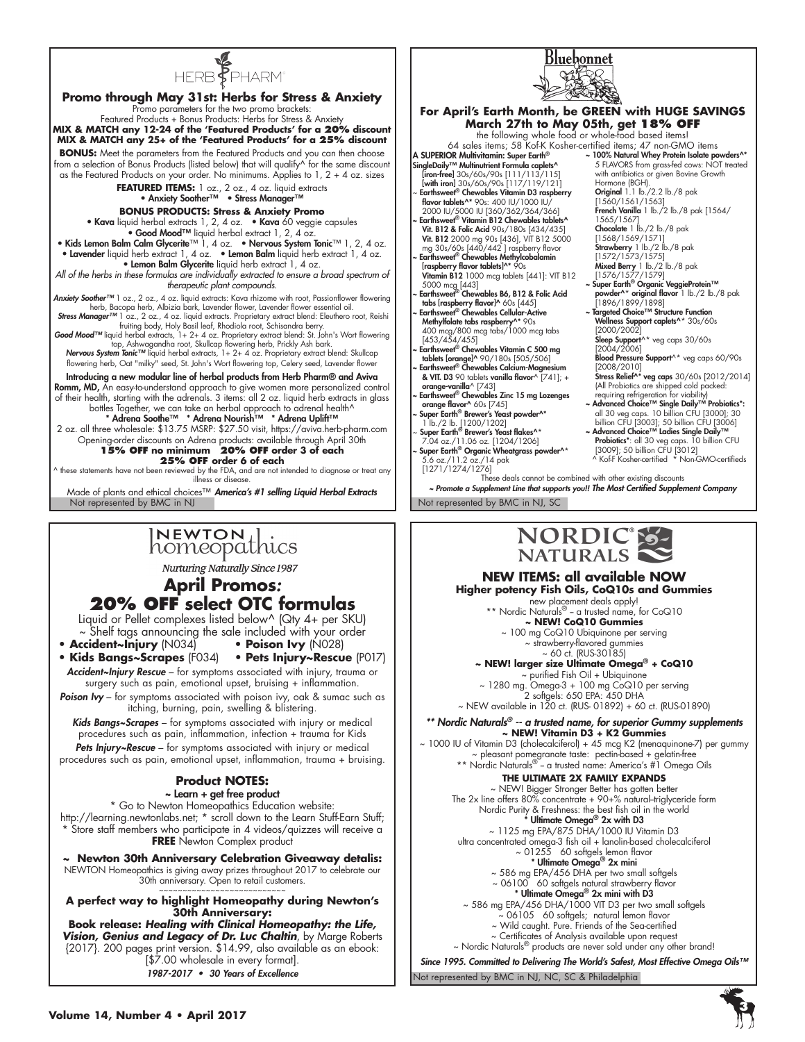# HERB PHARM

## Promo through May 31st: Herbs for Stress & Anxiety

Promo parameters for the two promo brackets:
Featured Products + Bonus Products: Herbs for Stress & Anxiety

**MIX & MATCH any 12-24 of the 'Featured Products' for a 20% discount**
**MIX & MATCH any 25+ of the 'Featured Products' for a 25% discount**

**BONUS:** Meet the parameters from the Featured Products and you can then choose from a selection of Bonus Products (listed below) that will qualify^ for the same discount as the Featured Products on your order. No minimums. Applies to 1, 2 + 4 oz. sizes

**FEATURED ITEMS:** 1 oz., 2 oz., 4 oz. liquid extracts
• Anxiety Soother™ • Stress Manager™

**BONUS PRODUCTS: Stress & Anxiety Promo**

- **Kava** liquid herbal extracts 1, 2, 4 oz. • **Kava** 60 veggie capsules
- **Good Mood™** liquid herbal extract 1, 2, 4 oz.
- **Kids Lemon Balm Calm Glycerite™** 1, 4 oz. • **Nervous System Tonic™** 1, 2, 4 oz.
- **Lavender** liquid herb extract 1, 4 oz. • **Lemon Balm** liquid herb extract 1, 4 oz.
- **Lemon Balm Glycerite** liquid herb extract 1, 4 oz.

*All of the herbs in these formulas are individually extracted to ensure a broad spectrum of therapeutic plant compounds.*

***Anxiety Soother™*** 1 oz., 2 oz., 4 oz. liquid extracts: Kava rhizome with root, Passionflower flowering herb, Bacopa herb, Albizia bark, Lavender flower, Lavender flower essential oil.
***Stress Manager™*** 1 oz., 2 oz., 4 oz. liquid extracts. Proprietary extract blend: Eleuthero root, Reishi fruiting body, Holy Basil leaf, Rhodiola root, Schisandra berry.
***Good Mood™*** liquid herbal extracts, 1+ 2+ 4 oz. Proprietary extract blend: St. John's Wort flowering top, Ashwagandha root, Skullcap flowering herb, Prickly Ash bark.
***Nervous System Tonic™*** liquid herbal extracts, 1+ 2+ 4 oz. Proprietary extract blend: Skullcap flowering herb, Oat "milky" seed, St. John's Wort flowering top, Celery seed, Lavender flower

**Introducing a new modular line of herbal products from Herb Pharm® and Aviva Romm, MD,** An easy-to-understand approach to give women more personalized control of their health, starting with the adrenals. 3 items: all 2 oz. liquid herb extracts in glass bottles Together, we can take an herbal approach to adrenal health^

**\* Adrena Soothe™ \* Adrena Nourish™ \* Adrena Uplift™**

2 oz. all three wholesale: $13.75 MSRP: $27.50 visit, https://aviva.herb-pharm.com
Opening-order discounts on Adrena products: available through April 30th

**15% OFF no minimum 20% OFF order 3 of each**
**25% OFF order 6 of each**

^ these statements have not been reviewed by the FDA, and are not intended to diagnose or treat any illness or disease.

Made of plants and ethical choices™ ***America's #1 selling Liquid Herbal Extracts***

Not represented by BMC in NJ

# Bluebonnet

## For April's Earth Month, be GREEN with HUGE SAVINGS March 27th to May 05th, get 18% OFF

the following whole food or whole-food based items!
64 sales items; 58 Kof-K Kosher-certified items; 47 non-GMO items

**A SUPERIOR Multivitamin: Super Earth® SingleDaily™ Multinutrient Formula caplets^**
[iron-free] 30s/60s/90s [111/113/115]
[with iron] 30s/60s/90s [117/119/121]

~ **Earthsweet® Chewables Vitamin D3 raspberry flavor tablets^*** 90s: 400 IU/1000 IU/ 2000 IU/5000 IU [360/362/364/366]

~ **Earthsweet® Vitamin B12 Chewables tablets^ Vit. B12 & Folic Acid** 90s/180s [434/435] **Vit. B12** 2000 mg 90s [436], VIT B12 5000 mg 30s/60s [440/442 ] raspberry flavor

~ **Earthsweet® Chewables Methylcobalamin [raspberry flavor tablets]^*** 90s **Vitamin B12** 1000 mcg tablets [441]: VIT B12 5000 mcg [443]

~ **Earthsweet® Chewables B6, B12 & Folic Acid tabs [raspberry flavor]^** 60s [445]

~ **Earthsweet® Chewables Cellular-Active Methylfolate tabs raspberry^*** 90s 400 mcg/800 mcg tabs/1000 mcg tabs [453/454/455]

~ **Earthsweet® Chewables Vitamin C 500 mg tablets [orange]^** 90/180s [505/506]

~ **Earthsweet® Chewables Calcium-Magnesium & VIT. D3** 90 tablets **vanilla flavor^** [741]; + **orange-vanilla^** [743]

~ **Earthsweet® Chewables Zinc 15 mg Lozenges orange flavor^** 60s [745]

~ **Super Earth® Brewer's Yeast powder^*** 1 lb./2 lb. [1200/1202]

~ **Super Earth® Brewer's Yeast flakes^*** 7.04 oz./11.06 oz. [1204/1206]

~ **Super Earth® Organic Wheatgrass powder^*** 5.6 oz./11.2 oz./14 pak [1271/1274/1276]

~ **100% Natural Whey Protein Isolate powders^*** 5 FLAVORS from grass-fed cows: NOT treated with antibiotics or given Bovine Growth Hormone (BGH).
**Original** 1.1 lb./2.2 lb./8 pak [1560/1561/1563]
**French Vanilla** 1 lb./2 lb./8 pak [1564/ 1565/1567]
**Chocolate** 1 lb./2 lb./8 pak [1568/1569/1571]
**Strawberry** 1 lb./2 lb./8 pak [1572/1573/1575]
**Mixed Berry** 1 lb./2 lb./8 pak [1576/1577/1579]

~ **Super Earth® Organic VeggieProtein™ powder^* original flavor** 1 lb./2 lb./8 pak [1896/1899/1898]

~ **Targeted Choice™ Structure Function Wellness Support caplets^*** 30s/60s [2000/2002]
**Sleep Support^*** veg caps 30/60s [2004/2006]
**Blood Pressure Support^*** veg caps 60/90s [2008/2010]
**Stress Relief^*** veg caps 30/60s [2012/2014]
(All Probiotics are shipped cold packed: requiring refrigeration for viability)

~ **Advanced Choice™ Single Daily™ Probiotics*:** all 30 veg caps. 10 billion CFU [3000]; 30 billion CFU [3003]; 50 billion CFU [3006]

~ **Advanced Choice™ Ladies Single Daily™ Probiotics*:** all 30 veg caps. 10 billion CFU [3009]; 50 billion CFU [3012]

^ Kof-F Kosher-certified * Non-GMO-certifieds

These deals cannot be combined with other existing discounts

*~ Promote a Supplement Line that supports you!! The Most Certified Supplement Company*

Not represented by BMC in NJ, SC

# NEWTON homeopathics

*Nurturing Naturally Since 1987*

## April Promos: 20% OFF select OTC formulas

Liquid or Pellet complexes listed below^ (Qty 4+ per SKU)
~ Shelf tags announcing the sale included with your order

- **Accident~Injury** (N034) • **Poison Ivy** (N028)
- **Kids Bangs~Scrapes** (F034) • **Pets Injury~Rescue** (P017)

***Accident~Injury Rescue*** – for symptoms associated with injury, trauma or surgery such as pain, emotional upset, bruising + inflammation.

***Poison Ivy*** – for symptoms associated with poison ivy, oak & sumac such as itching, burning, pain, swelling & blistering.

***Kids Bangs~Scrapes*** – for symptoms associated with injury or medical procedures such as pain, inflammation, infection + trauma for Kids

***Pets Injury~Rescue*** – for symptoms associated with injury or medical procedures such as pain, emotional upset, inflammation, trauma + bruising.

### Product NOTES:

**~ Learn + get free product**

\* Go to Newton Homeopathics Education website:
http://learning.newtonlabs.net; \* scroll down to the Learn Stuff-Earn Stuff;
\* Store staff members who participate in 4 videos/quizzes will receive a **FREE** Newton Complex product

**~ Newton 30th Anniversary Celebration Giveaway detalis:**
NEWTON Homeopathics is giving away prizes throughout 2017 to celebrate our 30th anniversary. Open to retail customers.

~~~~~~~~~~~~~~~~~~~~~~~~~~~~

**A perfect way to highlight Homeopathy during Newton's 30th Anniversary:**

**Book release: *Healing with Clinical Homeopathy: the Life, Vision, Genius and Legacy of Dr. Luc Chaltin*,** by Marge Roberts {2017}. 200 pages print version. $14.99, also available as an ebook: [$7.00 wholesale in every format].

*1987-2017 • 30 Years of Excellence*

# NORDIC NATURALS

## NEW ITEMS: all available NOW

**Higher potency Fish Oils, CoQ10s and Gummies**

new placement deals apply!
\*\* Nordic Naturals® – a trusted name, for CoQ10

**~ NEW! CoQ10 Gummies**
~ 100 mg CoQ10 Ubiquinone per serving
~ strawberry-flavored gummies
~ 60 ct. (RUS-30185)

**~ NEW! larger size Ultimate Omega® + CoQ10**
~ purified Fish Oil + Ubiquinone
~ 1280 mg. Omega-3 + 100 mg CoQ10 per serving
2 softgels: 650 EPA: 450 DHA
~ NEW available in 120 ct. (RUS- 01892) + 60 ct. (RUS-01890)

***\*\* Nordic Naturals® -- a trusted name, for superior Gummy supplements***

**~ NEW! Vitamin D3 + K2 Gummies**
~ 1000 IU of Vitamin D3 (cholecalciferol) + 45 mcg K2 (menaquinone-7) per gummy
~ pleasant pomegranate taste: pectin-based + gelatin-free
\*\* Nordic Naturals® – a trusted name: America's #1 Omega Oils

**THE ULTIMATE 2X FAMILY EXPANDS**

~ NEW! Bigger Stronger Better has gotten better
The 2x line offers 80% concentrate + 90+% natural–triglyceride form
Nordic Purity & Freshness: the best fish oil in the world

**\* Ultimate Omega® 2x with D3**
~ 1125 mg EPA/875 DHA/1000 IU Vitamin D3
ultra concentrated omega-3 fish oil + lanolin-based cholecalciferol
~ 01255 60 softgels lemon flavor

**\* Ultimate Omega® 2x mini**
~ 586 mg EPA/456 DHA per two small softgels
~ 06100 60 softgels natural strawberry flavor

**\* Ultimate Omega® 2x mini with D3**
~ 586 mg EPA/456 DHA/1000 VIT D3 per two small softgels
~ 06105 60 softgels; natural lemon flavor
~ Wild caught. Pure. Friends of the Sea-certified
~ Certificates of Analysis available upon request
~ Nordic Naturals® products are never sold under any other brand!

*Since 1995. Committed to Delivering The World's Safest, Most Effective Omega Oils™*

Not represented by BMC in NJ, NC, SC & Philadelphia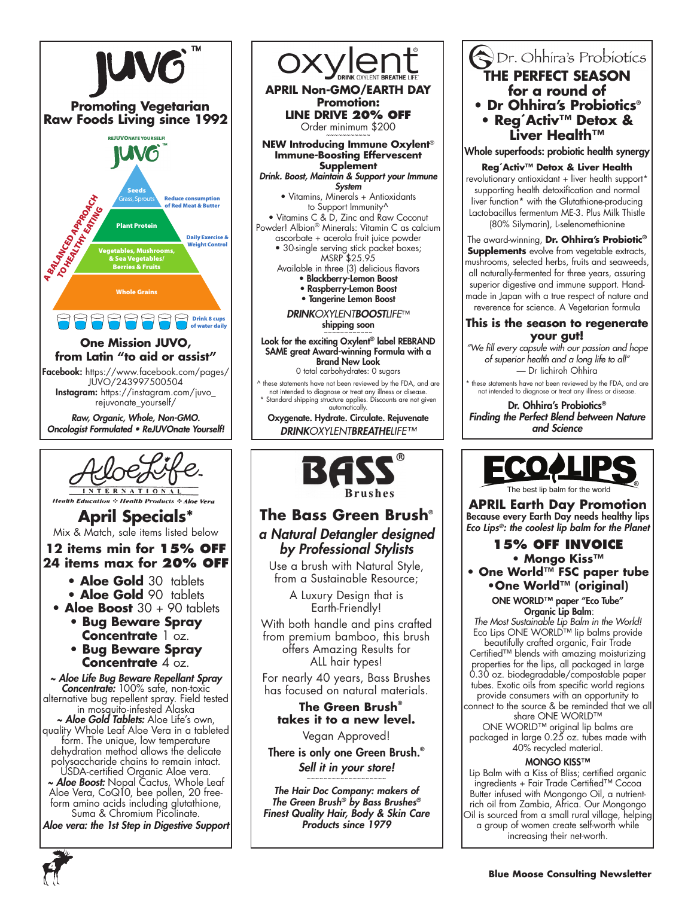# JUVO™

**Promoting Vegetarian Raw Foods Living since 1992**

REJUVONATE YOURSELF!

JUVO™

A BALANCED APPROACH TO HEALTHY EATING

- Seeds: Grass, Sprouts
- Plant Protein
- Vegetables, Mushrooms, & Sea Vegetables/ Berries & Fruits
- Whole Grains
- Reduce consumption of Red Meat & Butter
- Daily Exercise & Weight Control
- Drink 8 cups of water daily

**One Mission JUVO, from Latin "to aid or assist"**

**Facebook:** https://www.facebook.com/pages/JUVO/243997500504
**Instagram:** https://instagram.com/juvo_rejuvonate_yourself/

***Raw, Organic, Whole, Non-GMO. Oncologist Formulated • ReJUVOnate Yourself!***

---

# oxylent®

DRINK OXYLENT BREATHE LIFE

**APRIL Non-GMO/EARTH DAY Promotion:**
**LINE DRIVE 20% OFF**
Order minimum $200

~~~~~~~~~~~~

**NEW Introducing Immune Oxylent® Immune-Boosting Effervescent Supplement**

***Drink. Boost, Maintain & Support your Immune System***

- Vitamins, Minerals + Antioxidants to Support Immunity^
- Vitamins C & D, Zinc and Raw Coconut Powder! Albion® Minerals: Vitamin C as calcium ascorbate + acerola fruit juice powder
- 30-single serving stick packet boxes; MSRP $25.95

Available in three (3) delicious flavors

- **Blackberry-Lemon Boost**
- **Raspberry-Lemon Boost**
- **Tangerine Lemon Boost**

***DRINKOXYLENTBOOSTLIFE™***
**shipping soon**

~~~~~~~~~~~~

**Look for the exciting Oxylent® label REBRAND SAME great Award-winning Formula with a Brand New Look**
0 total carbohydrates: 0 sugars

^ these statements have not been reviewed by the FDA, and are not intended to diagnose or treat any illness or disease.
* Standard shipping structure applies. Discounts are not given automatically.

**Oxygenate. Hydrate. Circulate. Rejuvenate**
*DRINKOXYLENTBREATHELIFE™*

---

# Dr. Ohhira's Probiotics

## THE PERFECT SEASON for a round of
## • Dr Ohhira's Probiotics®
## • Reg´Activ™ Detox & Liver Health™

**Whole superfoods: probiotic health synergy**

**Reg´Activ™ Detox & Liver Health** revolutionary antioxidant + liver health support* supporting health detoxification and normal liver function* with the Glutathione-producing Lactobacillus fermentum ME-3. Plus Milk Thistle (80% Silymarin), L-selenomethionine

The award-winning, **Dr. Ohhira's Probiotic® Supplements** evolve from vegetable extracts, mushrooms, selected herbs, fruits and seaweeds, all naturally-fermented for three years, assuring superior digestive and immune support. Hand-made in Japan with a true respect of nature and reverence for science. A Vegetarian formula

**This is the season to regenerate your gut!**

*"We fill every capsule with our passion and hope of superior health and a long life to all"*
— Dr Iichiroh Ohhira

* these statements have not been reviewed by the FDA, and are not intended to diagnose or treat any illness or disease.

**Dr. Ohhira's Probiotics®**
***Finding the Perfect Blend between Nature and Science***

---

# AloeLife INTERNATIONAL

*Health Education ✣ Health Products ✣ Aloe Vera*

## April Specials*

Mix & Match, sale items listed below

**12 items min for 15% OFF**
**24 items max for 20% OFF**

- **Aloe Gold** 30 tablets
- **Aloe Gold** 90 tablets
- **Aloe Boost** 30 + 90 tablets
- **Bug Beware Spray Concentrate** 1 oz.
- **Bug Beware Spray Concentrate** 4 oz.

***~ Aloe Life Bug Beware Repellant Spray Concentrate:*** 100% safe, non-toxic alternative bug repellent spray. Field tested in mosquito-infested Alaska
***~ Aloe Gold Tablets:*** Aloe Life's own, quality Whole Leaf Aloe Vera in a tableted form. The unique, low temperature dehydration method allows the delicate polysaccharide chains to remain intact. USDA-certified Organic Aloe vera.
***~ Aloe Boost:*** Nopal Cactus, Whole Leaf Aloe Vera, CoQ10, bee pollen, 20 free-form amino acids including glutathione, Suma & Chromium Picolinate.

***Aloe vera: the 1st Step in Digestive Support***

---

# BASS® Brushes

## The Bass Green Brush®
### *a Natural Detangler designed by Professional Stylists*

Use a brush with Natural Style, from a Sustainable Resource;

A Luxury Design that is Earth-Friendly!

With both handle and pins crafted from premium bamboo, this brush offers Amazing Results for ALL hair types!

For nearly 40 years, Bass Brushes has focused on natural materials.

**The Green Brush® takes it to a new level.**

Vegan Approved!

**There is only one Green Brush.®**
***Sell it in your store!***

~~~~~~~~~~~~~~~~~~

***The Hair Doc Company: makers of The Green Brush® by Bass Brushes® Finest Quality Hair, Body & Skin Care Products since 1979***

---

# ECO LIPS®

The best lip balm for the world

## APRIL Earth Day Promotion

**Because every Earth Day needs healthy lips**
***Eco Lips®: the coolest lip balm for the Planet***

**15% OFF INVOICE**

- **Mongo Kiss™**
- **One World™ FSC paper tube**
- **One World™ (original)**

**ONE WORLD™ paper "Eco Tube" Organic Lip Balm:**
*The Most Sustainable Lip Balm in the World!* Eco Lips ONE WORLD™ lip balms provide beautifully crafted organic, Fair Trade Certified™ blends with amazing moisturizing properties for the lips, all packaged in large 0.30 oz. biodegradable/compostable paper tubes. Exotic oils from specific world regions provide consumers with an opportunity to connect to the source & be reminded that we all share ONE WORLD™
ONE WORLD™ original lip balms are packaged in large 0.25 oz. tubes made with 40% recycled material.

**MONGO KISS™**
Lip Balm with a Kiss of Bliss; certified organic ingredients + Fair Trade Certified™ Cocoa Butter infused with Mongongo Oil, a nutrient-rich oil from Zambia, Africa. Our Mongongo Oil is sourced from a small rural village, helping a group of women create self-worth while increasing their net-worth.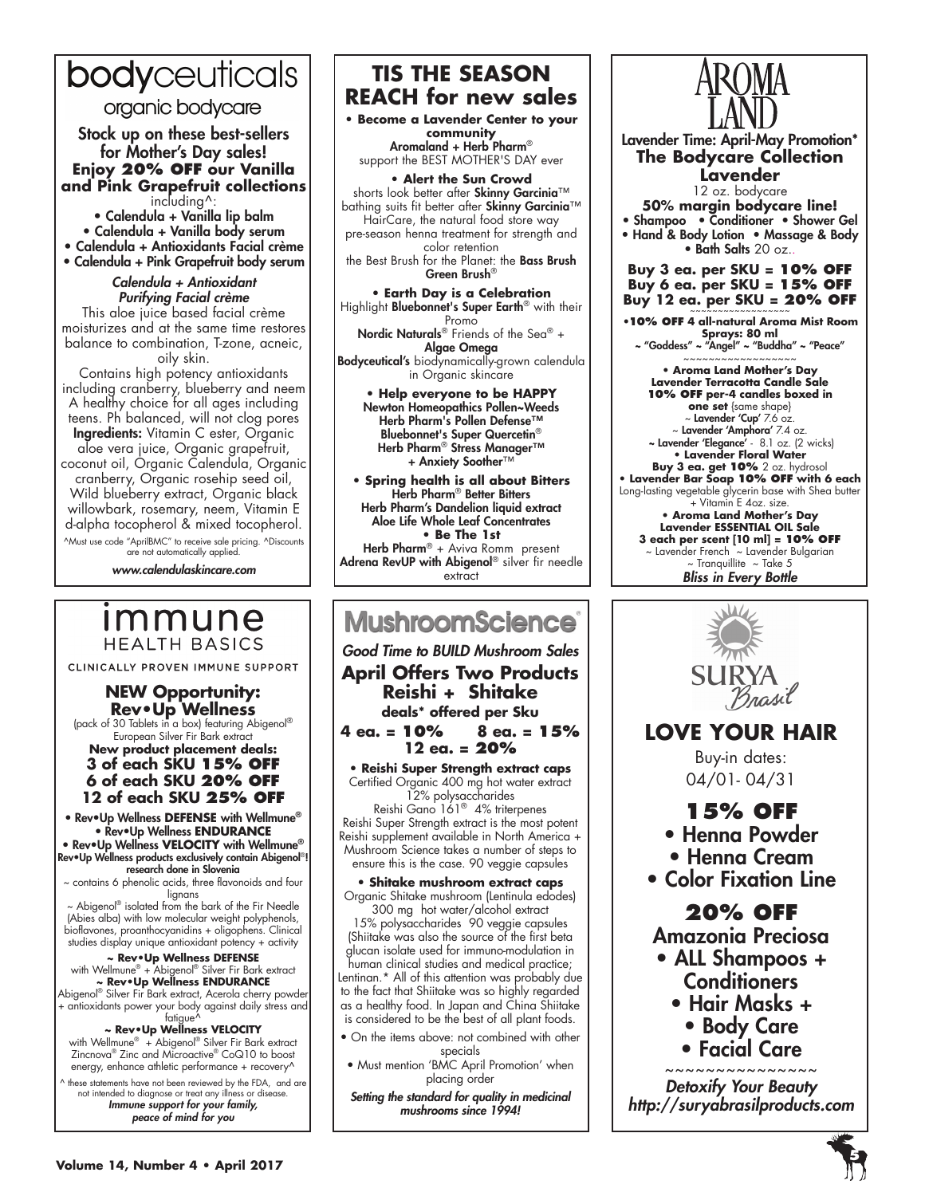# bodyceuticals

organic bodycare

## Stock up on these best-sellers for Mother's Day sales!

**Enjoy 20% OFF our Vanilla and Pink Grapefruit collections** including^:

- Calendula + Vanilla lip balm
- Calendula + Vanilla body serum
- Calendula + Antioxidants Facial crème
- Calendula + Pink Grapefruit body serum

***Calendula + Antioxidant Purifying Facial crème***

This aloe juice based facial crème moisturizes and at the same time restores balance to combination, T-zone, acneic, oily skin.

Contains high potency antioxidants including cranberry, blueberry and neem A healthy choice for all ages including teens. Ph balanced, will not clog pores **Ingredients:** Vitamin C ester, Organic aloe vera juice, Organic grapefruit, coconut oil, Organic Calendula, Organic cranberry, Organic rosehip seed oil, Wild blueberry extract, Organic black willowbark, rosemary, neem, Vitamin E d-alpha tocopherol & mixed tocopherol.

^Must use code "AprilBMC" to receive sale pricing. ^Discounts are not automatically applied.

*www.calendulaskincare.com*

# TIS THE SEASON REACH for new sales

**• Become a Lavender Center to your community**
**Aromaland + Herb Pharm**®
support the BEST MOTHER'S DAY ever

**• Alert the Sun Crowd**
shorts look better after **Skinny Garcinia**™
bathing suits fit better after **Skinny Garcinia**™
HairCare, the natural food store way
pre-season henna treatment for strength and color retention
the Best Brush for the Planet: the **Bass Brush Green Brush**®

**• Earth Day is a Celebration**
Highlight **Bluebonnet's Super Earth**® with their Promo
**Nordic Naturals**® Friends of the Sea® + **Algae Omega**
**Bodyceutical's** biodynamically-grown calendula in Organic skincare

**• Help everyone to be HAPPY**
**Newton Homeopathics Pollen~Weeds**
**Herb Pharm's Pollen Defense™**
**Bluebonnet's Super Quercetin**®
**Herb Pharm**® **Stress Manager™ + Anxiety Soother**™

**• Spring health is all about Bitters**
**Herb Pharm**® **Better Bitters**
**Herb Pharm's Dandelion liquid extract**
**Aloe Life Whole Leaf Concentrates**

**• Be The 1st**
**Herb Pharm**® + Aviva Romm present
**Adrena RevUP with Abigenol**® silver fir needle extract

# AROMA LAND

**Lavender Time: April-May Promotion***

## The Bodycare Collection Lavender

12 oz. bodycare

**50% margin bodycare line!**

- Shampoo • Conditioner • Shower Gel
- Hand & Body Lotion • Massage & Body
- Bath Salts 20 oz..

**Buy 3 ea. per SKU = 10% OFF**
**Buy 6 ea. per SKU = 15% OFF**
**Buy 12 ea. per SKU = 20% OFF**

~~~~~~~~~~~~~~~~~~

**•10% OFF 4 all-natural Aroma Mist Room Sprays: 80 ml**
~ "Goddess" ~ "Angel" ~ "Buddha" ~ "Peace"

~~~~~~~~~~~~~~~~~~

**• Aroma Land Mother's Day Lavender Terracotta Candle Sale**
**10% OFF per-4 candles boxed in one set** (same shape)
~ **Lavender 'Cup'** 7.6 oz.
~ **Lavender 'Amphora'** 7.4 oz.
~ **Lavender 'Elegance'** - 8.1 oz. (2 wicks)

**• Lavender Floral Water**
**Buy 3 ea. get 10%** 2 oz. hydrosol

**• Lavender Bar Soap 10% OFF with 6 each**
Long-lasting vegetable glycerin base with Shea butter + Vitamin E 4oz. size.

**• Aroma Land Mother's Day Lavender ESSENTIAL OIL Sale**
**3 each per scent [10 ml] = 10% OFF**
~ Lavender French ~ Lavender Bulgarian
~ Tranquillite ~ Take 5

***Bliss in Every Bottle***

# immune HEALTH BASICS

CLINICALLY PROVEN IMMUNE SUPPORT

## NEW Opportunity: Rev•Up Wellness

(pack of 30 Tablets in a box) featuring Abigenol® European Silver Fir Bark extract

**New product placement deals:**
**3 of each SKU 15% OFF**
**6 of each SKU 20% OFF**
**12 of each SKU 25% OFF**

- **Rev•Up Wellness DEFENSE with Wellmune®**
- **Rev•Up Wellness ENDURANCE**
- **Rev•Up Wellness VELOCITY with Wellmune®**

**Rev•Up Wellness products exclusively contain Abigenol®! research done in Slovenia**

~ contains 6 phenolic acids, three flavonoids and four lignans

~ Abigenol® isolated from the bark of the Fir Needle (Abies alba) with low molecular weight polyphenols, bioflavones, proanthocyanidins + oligophens. Clinical studies display unique antioxidant potency + activity

**~ Rev•Up Wellness DEFENSE**
with Wellmune® + Abigenol® Silver Fir Bark extract

**~ Rev•Up Wellness ENDURANCE**
Abigenol® Silver Fir Bark extract, Acerola cherry powder + antioxidants power your body against daily stress and fatigue^

**~ Rev•Up Wellness VELOCITY**
with Wellmune® + Abigenol® Silver Fir Bark extract Zincnova® Zinc and Microactive® CoQ10 to boost energy, enhance athletic performance + recovery^

^ these statements have not been reviewed by the FDA, and are not intended to diagnose or treat any illness or disease.

***Immune support for your family, peace of mind for you***

# MushroomScience®

***Good Time to BUILD Mushroom Sales***

## April Offers Two Products Reishi + Shitake

**deals* offered per Sku**

**4 ea. = 10%   8 ea. = 15%**
**12 ea. = 20%**

**• Reishi Super Strength extract caps**
Certified Organic 400 mg hot water extract
12% polysaccharides
Reishi Gano 161® 4% triterpenes
Reishi Super Strength extract is the most potent Reishi supplement available in North America + Mushroom Science takes a number of steps to ensure this is the case. 90 veggie capsules

**• Shitake mushroom extract caps**
Organic Shitake mushroom (Lentinula edodes) 300 mg hot water/alcohol extract
15% polysaccharides 90 veggie capsules
(Shiitake was also the source of the first beta glucan isolate used for immuno-modulation in human clinical studies and medical practice; Lentinan.* All of this attention was probably due to the fact that Shiitake was so highly regarded as a healthy food. In Japan and China Shiitake is considered to be the best of all plant foods.

- On the items above: not combined with other specials
- Must mention 'BMC April Promotion' when placing order

***Setting the standard for quality in medicinal mushrooms since 1994!***

# SURYA Brasil

## LOVE YOUR HAIR

Buy-in dates:
04/01- 04/31

## 15% OFF

- Henna Powder
- Henna Cream
- Color Fixation Line

## 20% OFF

Amazonia Preciosa

- ALL Shampoos + Conditioners
- Hair Masks +
- Body Care
- Facial Care

~~~~~~~~~~~~~~~

***Detoxify Your Beauty***
***http://suryabrasilproducts.com***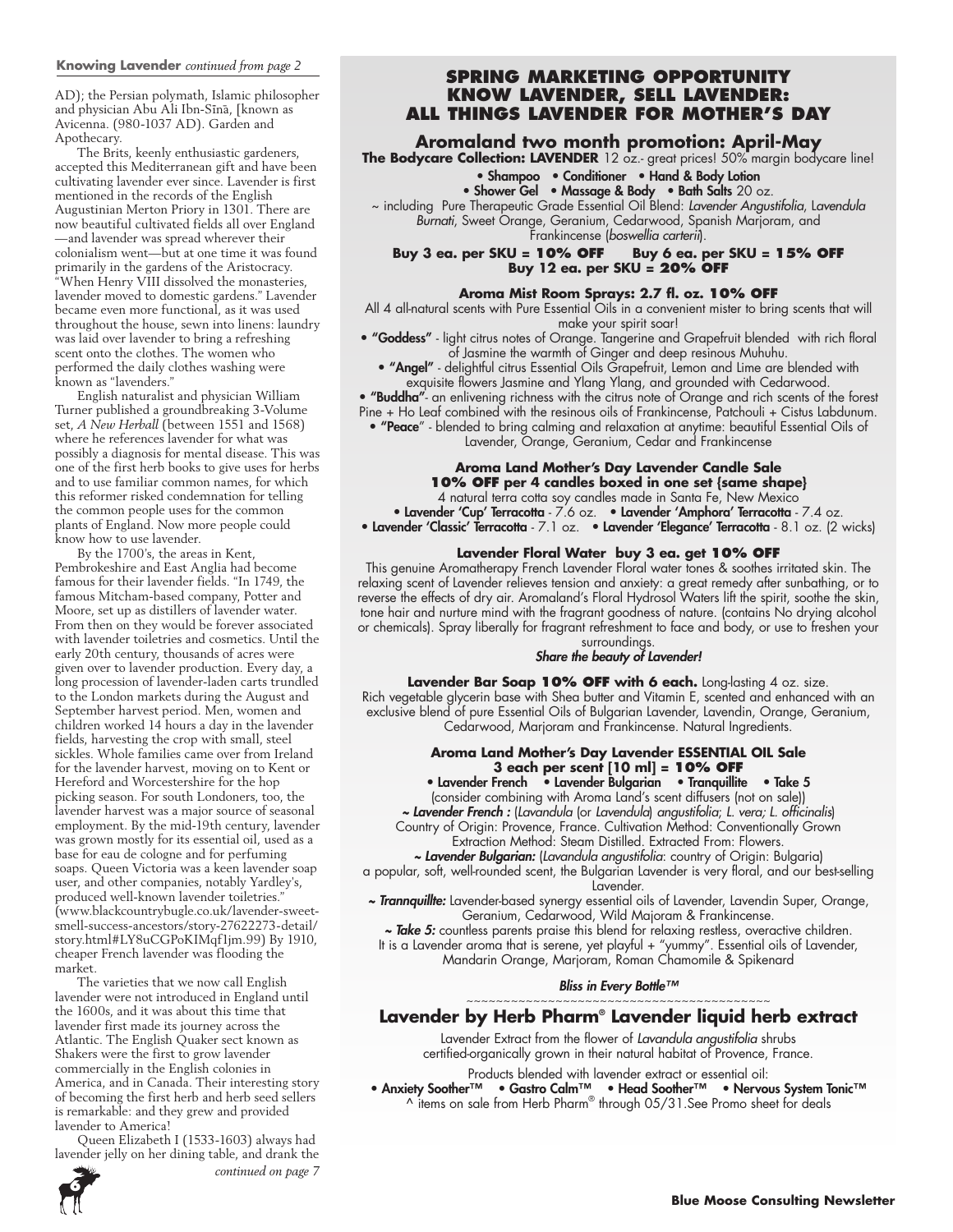**Knowing Lavender** *continued from page 2*

AD); the Persian polymath, Islamic philosopher and physician Abu Ali Ibn-Sīnā, [known as Avicenna. (980-1037 AD). Garden and Apothecary.

The Brits, keenly enthusiastic gardeners, accepted this Mediterranean gift and have been cultivating lavender ever since. Lavender is first mentioned in the records of the English Augustinian Merton Priory in 1301. There are now beautiful cultivated fields all over England —and lavender was spread wherever their colonialism went—but at one time it was found primarily in the gardens of the Aristocracy. "When Henry VIII dissolved the monasteries, lavender moved to domestic gardens." Lavender became even more functional, as it was used throughout the house, sewn into linens: laundry was laid over lavender to bring a refreshing scent onto the clothes. The women who performed the daily clothes washing were known as "lavenders."

English naturalist and physician William Turner published a groundbreaking 3-Volume set, *A New Herball* (between 1551 and 1568) where he references lavender for what was possibly a diagnosis for mental disease. This was one of the first herb books to give uses for herbs and to use familiar common names, for which this reformer risked condemnation for telling the common people uses for the common plants of England. Now more people could know how to use lavender.

By the 1700's, the areas in Kent, Pembrokeshire and East Anglia had become famous for their lavender fields. "In 1749, the famous Mitcham-based company, Potter and Moore, set up as distillers of lavender water. From then on they would be forever associated with lavender toiletries and cosmetics. Until the early 20th century, thousands of acres were given over to lavender production. Every day, a long procession of lavender-laden carts trundled to the London markets during the August and September harvest period. Men, women and children worked 14 hours a day in the lavender fields, harvesting the crop with small, steel sickles. Whole families came over from Ireland for the lavender harvest, moving on to Kent or Hereford and Worcestershire for the hop picking season. For south Londoners, too, the lavender harvest was a major source of seasonal employment. By the mid-19th century, lavender was grown mostly for its essential oil, used as a base for eau de cologne and for perfuming soaps. Queen Victoria was a keen lavender soap user, and other companies, notably Yardley's, produced well-known lavender toiletries." (www.blackcountrybugle.co.uk/lavender-sweet-smell-success-ancestors/story-27622273-detail/story.html#LY8uCGPoKIMqf1jm.99) By 1910, cheaper French lavender was flooding the market.

The varieties that we now call English lavender were not introduced in England until the 1600s, and it was about this time that lavender first made its journey across the Atlantic. The English Quaker sect known as Shakers were the first to grow lavender commercially in the English colonies in America, and in Canada. Their interesting story of becoming the first herb and herb seed sellers is remarkable: and they grew and provided lavender to America!

Queen Elizabeth I (1533-1603) always had lavender jelly on her dining table, and drank the

*continued on page 7*

## SPRING MARKETING OPPORTUNITY KNOW LAVENDER, SELL LAVENDER: ALL THINGS LAVENDER FOR MOTHER'S DAY

### Aromaland two month promotion: April-May

**The Bodycare Collection: LAVENDER** 12 oz.- great prices! 50% margin bodycare line!

- Shampoo • Conditioner • Hand & Body Lotion
- Shower Gel • Massage & Body • Bath Salts 20 oz.

~ including Pure Therapeutic Grade Essential Oil Blend: *Lavender Angustifolia*, *Lavendula Burnati*, Sweet Orange, Geranium, Cedarwood, Spanish Marjoram, and Frankincense (*boswellia carterii*).

**Buy 3 ea. per SKU = 10% OFF   Buy 6 ea. per SKU = 15% OFF**
**Buy 12 ea. per SKU = 20% OFF**

#### Aroma Mist Room Sprays: 2.7 fl. oz. 10% OFF

All 4 all-natural scents with Pure Essential Oils in a convenient mister to bring scents that will make your spirit soar!

- **"Goddess"** - light citrus notes of Orange. Tangerine and Grapefruit blended with rich floral of Jasmine the warmth of Ginger and deep resinous Muhuhu.
- **"Angel"** - delightful citrus Essential Oils Grapefruit, Lemon and Lime are blended with exquisite flowers Jasmine and Ylang Ylang, and grounded with Cedarwood.
- **"Buddha"**- an enlivening richness with the citrus note of Orange and rich scents of the forest Pine + Ho Leaf combined with the resinous oils of Frankincense, Patchouli + Cistus Labdunum.
- **"Peace"** - blended to bring calming and relaxation at anytime: beautiful Essential Oils of Lavender, Orange, Geranium, Cedar and Frankincense

#### Aroma Land Mother's Day Lavender Candle Sale
**10% OFF per 4 candles boxed in one set {same shape}**

4 natural terra cotta soy candles made in Santa Fe, New Mexico

- **Lavender 'Cup' Terracotta** - 7.6 oz. • **Lavender 'Amphora' Terracotta** - 7.4 oz.
- **Lavender 'Classic' Terracotta** - 7.1 oz. • **Lavender 'Elegance' Terracotta** - 8.1 oz. (2 wicks)

#### Lavender Floral Water buy 3 ea. get 10% OFF

This genuine Aromatherapy French Lavender Floral water tones & soothes irritated skin. The relaxing scent of Lavender relieves tension and anxiety: a great remedy after sunbathing, or to reverse the effects of dry air. Aromaland's Floral Hydrosol Waters lift the spirit, soothe the skin, tone hair and nurture mind with the fragrant goodness of nature. (contains No drying alcohol or chemicals). Spray liberally for fragrant refreshment to face and body, or use to freshen your surroundings.

***Share the beauty of Lavender!***

**Lavender Bar Soap 10% OFF with 6 each.** Long-lasting 4 oz. size.
Rich vegetable glycerin base with Shea butter and Vitamin E, scented and enhanced with an exclusive blend of pure Essential Oils of Bulgarian Lavender, Lavendin, Orange, Geranium, Cedarwood, Marjoram and Frankincense. Natural Ingredients.

#### Aroma Land Mother's Day Lavender ESSENTIAL OIL Sale
**3 each per scent [10 ml] = 10% OFF**

- **Lavender French** • **Lavender Bulgarian** • **Tranquillite** • **Take 5**

(consider combining with Aroma Land's scent diffusers (not on sale))

***~ Lavender French :*** (*Lavandula* (or *Lavendula*) *angustifolia*; *L. vera; L. officinalis*)
Country of Origin: Provence, France. Cultivation Method: Conventionally Grown
Extraction Method: Steam Distilled. Extracted From: Flowers.

***~ Lavender Bulgarian:*** (*Lavandula angustifolia*: country of Origin: Bulgaria)
a popular, soft, well-rounded scent, the Bulgarian Lavender is very floral, and our best-selling Lavender.

***~ Trannquillte:*** Lavender-based synergy essential oils of Lavender, Lavendin Super, Orange, Geranium, Cedarwood, Wild Majoram & Frankincense.

***~ Take 5:*** countless parents praise this blend for relaxing restless, overactive children. It is a Lavender aroma that is serene, yet playful + "yummy". Essential oils of Lavender, Mandarin Orange, Marjoram, Roman Chamomile & Spikenard

***Bliss in Every Bottle™***

~~~~~~~~~~~~~~~~~~~~~~~~~~~~~~~~~~~~~~~~~~~~~

### Lavender by Herb Pharm® Lavender liquid herb extract

Lavender Extract from the flower of *Lavandula angustifolia* shrubs certified-organically grown in their natural habitat of Provence, France.

Products blended with lavender extract or essential oil:

- Anxiety Soother™ • Gastro Calm™ • Head Soother™ • Nervous System Tonic™

^ items on sale from Herb Pharm® through 05/31.See Promo sheet for deals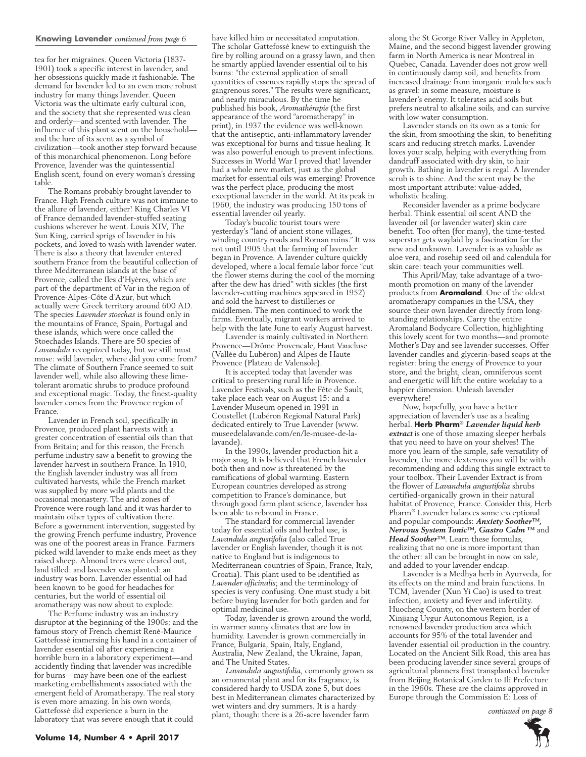**Knowing Lavender** *continued from page 6*

tea for her migraines. Queen Victoria (1837-1901) took a specific interest in lavender, and her obsessions quickly made it fashionable. The demand for lavender led to an even more robust industry for many things lavender. Queen Victoria was the ultimate early cultural icon, and the society that she represented was clean and orderly—and scented with lavender. The influence of this plant scent on the household—and the lure of its scent as a symbol of civilization—took another step forward because of this monarchical phenomenon. Long before Provence, lavender was the quintessential English scent, found on every woman's dressing table.

The Romans probably brought lavender to France. High French culture was not immune to the allure of lavender, either! King Charles VI of France demanded lavender-stuffed seating cushions wherever he went. Louis XIV, The Sun King, carried sprigs of lavender in his pockets, and loved to wash with lavender water. There is also a theory that lavender entered southern France from the beautiful collection of three Mediterranean islands at the base of Provence, called the Iles d'Hyères, which are part of the department of Var in the region of Provence-Alpes-Côte d'Azur, but which actually were Greek territory around 600 AD. The species *Lavender stoechas* is found only in the mountains of France, Spain, Portugal and these islands, which were once called the Stoechades Islands. There are 50 species of *Lavandula* recognized today, but we still must muse: wild lavender, where did you come from? The climate of Southern France seemed to suit lavender well, while also allowing these lime-tolerant aromatic shrubs to produce profound and exceptional magic. Today, the finest-quality lavender comes from the Provence region of France.

Lavender in French soil, specifically in Provence, produced plant harvests with a greater concentration of essential oils than that from Britain; and for this reason, the French perfume industry saw a benefit to growing the lavender harvest in southern France. In 1910, the English lavender industry was all from cultivated harvests, while the French market was supplied by more wild plants and the occasional monastery. The arid zones of Provence were rough land and it was harder to maintain other types of cultivation there. Before a government intervention, suggested by the growing French perfume industry, Provence was one of the poorest areas in France. Farmers picked wild lavender to make ends meet as they raised sheep. Almond trees were cleared out, land tilled: and lavender was planted: an industry was born. Lavender essential oil had been known to be good for headaches for centuries, but the world of essential oil aromatherapy was now about to explode.

The Perfume industry was an industry disruptor at the beginning of the 1900s; and the famous story of French chemist René-Maurice Gattefossé immersing his hand in a container of lavender essential oil after experiencing a horrible burn in a laboratory experiment—and accidently finding that lavender was incredible for burns—may have been one of the earliest marketing embellishments associated with the emergent field of Aromatherapy. The real story is even more amazing. In his own words, Gattefossé did experience a burn in the laboratory that was severe enough that it could have killed him or necessitated amputation. The scholar Gattefossé knew to extinguish the fire by rolling around on a grassy lawn, and then he smartly applied lavender essential oil to his burns: "the external application of small quantities of essences rapidly stops the spread of gangrenous sores." The results were significant, and nearly miraculous. By the time he published his book, *Aromathérapie* (the first appearance of the word "aromatherapy" in print), in 1937 the evidence was well-known that the antiseptic, anti-inflammatory lavender was exceptional for burns and tissue healing. It was also powerful enough to prevent infections. Successes in World War I proved that! lavender had a whole new market, just as the global market for essential oils was emerging! Provence was the perfect place, producing the most exceptional lavender in the world. At its peak in 1960, the industry was producing 150 tons of essential lavender oil yearly.

Today's bucolic tourist tours were yesterday's "land of ancient stone villages, winding country roads and Roman ruins." It was not until 1905 that the farming of lavender began in Provence. A lavender culture quickly developed, where a local female labor force "cut the flower stems during the cool of the morning after the dew has dried" with sickles (the first lavender-cutting machines appeared in 1952) and sold the harvest to distilleries or middlemen. The men continued to work the farms. Eventually, migrant workers arrived to help with the late June to early August harvest.

Lavender is mainly cultivated in Northern Provence—Drôme Provencale, Haut Vaucluse (Vallée du Lubéron) and Alpes de Haute Provence (Plateau de Valensole).

It is accepted today that lavender was critical to preserving rural life in Provence. Lavender Festivals, such as the Fête de Sault, take place each year on August 15: and a Lavender Museum opened in 1991 in Coustellet (Lubéron Regional Natural Park) dedicated entirely to True Lavender (www.museedelalavande.com/en/le-musee-de-la-lavande).

In the 1990s, lavender production hit a major snag. It is believed that French lavender both then and now is threatened by the ramifications of global warming. Eastern European countries developed as strong competition to France's dominance, but through good farm plant science, lavender has been able to rebound in France.

The standard for commercial lavender today for essential oils and herbal use, is *Lavandula angustifolia* (also called True lavender or English lavender, though it is not native to England but is indigenous to Mediterranean countries of Spain, France, Italy, Croatia). This plant used to be identified as *Lavender officinalis*; and the terminology of species is very confusing. One must study a bit before buying lavender for both garden and for optimal medicinal use.

Today, lavender is grown around the world, in warmer sunny climates that are low in humidity. Lavender is grown commercially in France, Bulgaria, Spain, Italy, England, Australia, New Zealand, the Ukraine, Japan, and The United States.

*Lavandula angustifolia*, commonly grown as an ornamental plant and for its fragrance, is considered hardy to USDA zone 5, but does best in Mediterranean climates characterized by wet winters and dry summers. It is a hardy plant, though: there is a 26-acre lavender farm along the St George River Valley in Appleton, Maine, and the second biggest lavender growing farm in North America is near Montreal in Quebec, Canada. Lavender does not grow well in continuously damp soil, and benefits from increased drainage from inorganic mulches such as gravel: in some measure, moisture is lavender's enemy. It tolerates acid soils but prefers neutral to alkaline soils, and can survive with low water consumption.

Lavender stands on its own as a tonic for the skin, from smoothing the skin, to benefiting scars and reducing stretch marks. Lavender loves your scalp, helping with everything from dandruff associated with dry skin, to hair growth. Bathing in lavender is regal. A lavender scrub is to shine. And the scent may be the most important attribute: value-added, wholistic healing.

Reconsider lavender as a prime bodycare herbal. Think essential oil scent AND the lavender oil (or lavender water) skin care benefit. Too often (for many), the time-tested superstar gets waylaid by a fascination for the new and unknown. Lavender is as valuable as aloe vera, and rosehip seed oil and calendula for skin care: teach your communities well.

This April/May, take advantage of a two-month promotion on many of the lavender products from **Aromaland**. One of the oldest aromatherapy companies in the USA, they source their own lavender directly from long-standing relationships. Carry the entire Aromaland Bodycare Collection, highlighting this lovely scent for two months—and promote Mother's Day and see lavender successes. Offer lavender candles and glycerin-based soaps at the register: bring the energy of Provence to your store, and the bright, clean, omniferous scent and energetic will lift the entire workday to a happier dimension. Unleash lavender everywhere!

Now, hopefully, you have a better appreciation of lavender's use as a healing herbal. **Herb Pharm**® ***Lavender liquid herb extract*** is one of those amazing sleeper herbals that you need to have on your shelves! The more you learn of the simple, safe versatility of lavender, the more dexterous you will be with recommending and adding this single extract to your toolbox. Their Lavender Extract is from the flower of *Lavandula angustifolia* shrubs certified-organically grown in their natural habitat of Provence, France. Consider this, Herb Pharm® Lavender balances some exceptional and popular compounds: ***Anxiety Soother™, Nervous System Tonic™, Gastro Calm ™*** and ***Head Soother™***. Learn these formulas, realizing that no one is more important than the other: all can be brought in now on sale, and added to your lavender endcap.

Lavender is a Medhya herb in Ayurveda, for its effects on the mind and brain functions. In TCM, lavender (Xun Yi Cao) is used to treat infection, anxiety and fever and infertility. Huocheng County, on the western border of Xinjiang Uygur Autonomous Region, is a renowned lavender production area which accounts for 95% of the total lavender and lavender essential oil production in the country. Located on the Ancient Silk Road, this area has been producing lavender since several groups of agricultural planners first transplanted lavender from Beijing Botanical Garden to Ili Prefecture in the 1960s. These are the claims approved in Europe through the Commission E: Loss of

*continued on page 8*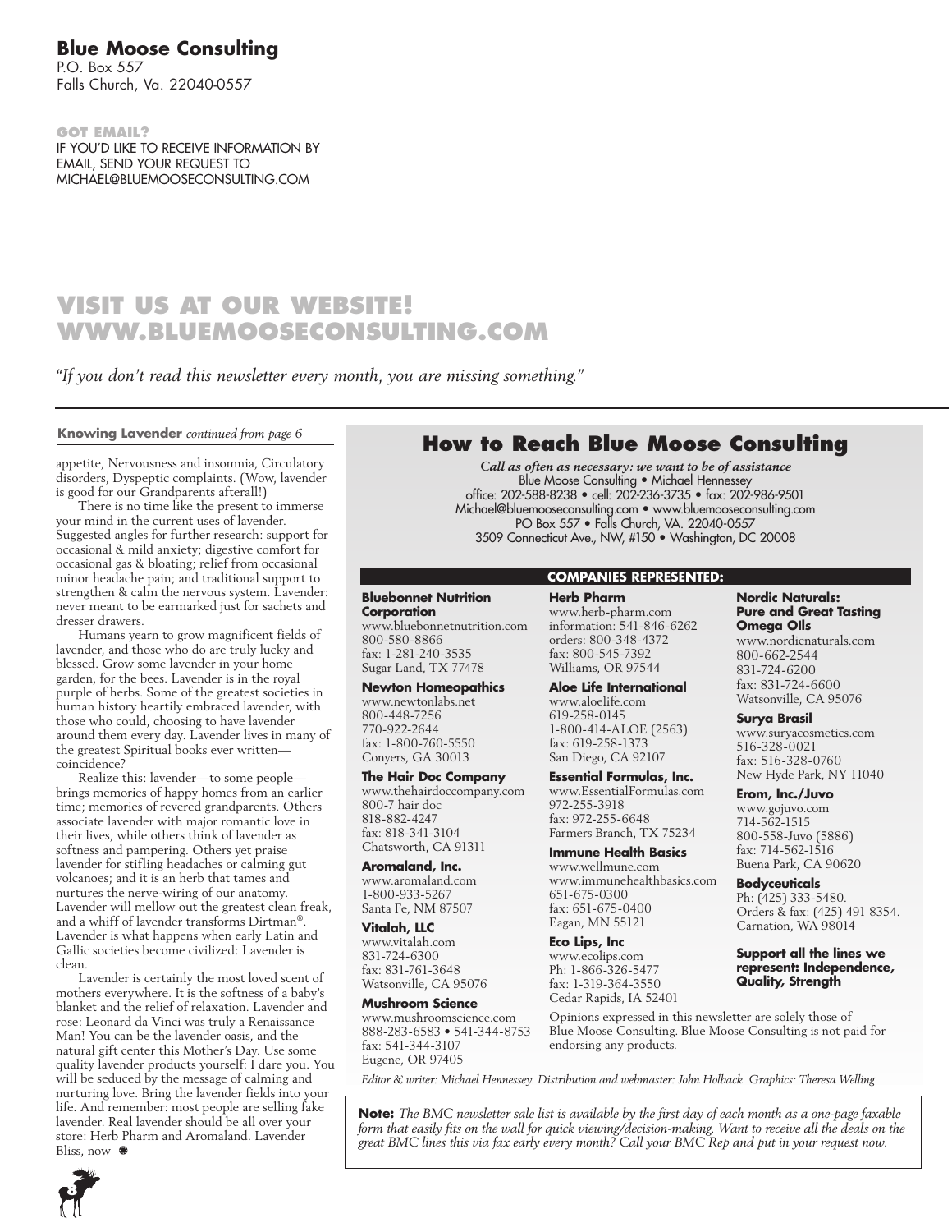## Blue Moose Consulting

P.O. Box 557
Falls Church, Va. 22040-0557

**GOT EMAIL?**
IF YOU'D LIKE TO RECEIVE INFORMATION BY EMAIL, SEND YOUR REQUEST TO MICHAEL@BLUEMOOSECONSULTING.COM

## VISIT US AT OUR WEBSITE! WWW.BLUEMOOSECONSULTING.COM

*"If you don't read this newsletter every month, you are missing something."*

**Knowing Lavender** *continued from page 6*

appetite, Nervousness and insomnia, Circulatory disorders, Dyspeptic complaints. (Wow, lavender is good for our Grandparents afterall!)

There is no time like the present to immerse your mind in the current uses of lavender. Suggested angles for further research: support for occasional & mild anxiety; digestive comfort for occasional gas & bloating; relief from occasional minor headache pain; and traditional support to strengthen & calm the nervous system. Lavender: never meant to be earmarked just for sachets and dresser drawers.

Humans yearn to grow magnificent fields of lavender, and those who do are truly lucky and blessed. Grow some lavender in your home garden, for the bees. Lavender is in the royal purple of herbs. Some of the greatest societies in human history heartily embraced lavender, with those who could, choosing to have lavender around them every day. Lavender lives in many of the greatest Spiritual books ever written—coincidence?

Realize this: lavender—to some people—brings memories of happy homes from an earlier time; memories of revered grandparents. Others associate lavender with major romantic love in their lives, while others think of lavender as softness and pampering. Others yet praise lavender for stifling headaches or calming gut volcanoes; and it is an herb that tames and nurtures the nerve-wiring of our anatomy. Lavender will mellow out the greatest clean freak, and a whiff of lavender transforms Dirtman®. Lavender is what happens when early Latin and Gallic societies become civilized: Lavender is clean.

Lavender is certainly the most loved scent of mothers everywhere. It is the softness of a baby's blanket and the relief of relaxation. Lavender and rose: Leonard da Vinci was truly a Renaissance Man! You can be the lavender oasis, and the natural gift center this Mother's Day. Use some quality lavender products yourself: I dare you. You will be seduced by the message of calming and nurturing love. Bring the lavender fields into your life. And remember: most people are selling fake lavender. Real lavender should be all over your store: Herb Pharm and Aromaland. Lavender Bliss, now ❋

## How to Reach Blue Moose Consulting

***Call as often as necessary: we want to be of assistance***
Blue Moose Consulting • Michael Hennessey
office: 202-588-8238 • cell: 202-236-3735 • fax: 202-986-9501
Michael@bluemooseconsulting.com • www.bluemooseconsulting.com
PO Box 557 • Falls Church, VA. 22040-0557
3509 Connecticut Ave., NW, #150 • Washington, DC 20008

### COMPANIES REPRESENTED:

**Bluebonnet Nutrition Corporation**
www.bluebonnetnutrition.com
800-580-8866
fax: 1-281-240-3535
Sugar Land, TX 77478

**Newton Homeopathics**
www.newtonlabs.net
800-448-7256
770-922-2644
fax: 1-800-760-5550
Conyers, GA 30013

**The Hair Doc Company**
www.thehairdoccompany.com
800-7 hair doc
818-882-4247
fax: 818-341-3104
Chatsworth, CA 91311

**Aromaland, Inc.**
www.aromaland.com
1-800-933-5267
Santa Fe, NM 87507

**Vitalah, LLC**
www.vitalah.com
831-724-6300
fax: 831-761-3648
Watsonville, CA 95076

**Mushroom Science**
www.mushroomscience.com
888-283-6583 • 541-344-8753
fax: 541-344-3107
Eugene, OR 97405

**Herb Pharm**
www.herb-pharm.com
information: 541-846-6262
orders: 800-348-4372
fax: 800-545-7392
Williams, OR 97544

**Aloe Life International**
www.aloelife.com
619-258-0145
1-800-414-ALOE (2563)
fax: 619-258-1373
San Diego, CA 92107

**Essential Formulas, Inc.**
www.EssentialFormulas.com
972-255-3918
fax: 972-255-6648
Farmers Branch, TX 75234

**Immune Health Basics**
www.wellmune.com
www.immunehealthbasics.com
651-675-0300
fax: 651-675-0400
Eagan, MN 55121

**Eco Lips, Inc**
www.ecolips.com
Ph: 1-866-326-5477
fax: 1-319-364-3550
Cedar Rapids, IA 52401

**Nordic Naturals: Pure and Great Tasting Omega Oils**
www.nordicnaturals.com
800-662-2544
831-724-6200
fax: 831-724-6600
Watsonville, CA 95076

**Surya Brasil**
www.suryacosmetics.com
516-328-0021
fax: 516-328-0760
New Hyde Park, NY 11040

**Erom, Inc./Juvo**
www.gojuvo.com
714-562-1515
800-558-Juvo (5886)
fax: 714-562-1516
Buena Park, CA 90620

**Bodyceuticals**
Ph: (425) 333-5480.
Orders & fax: (425) 491 8354.
Carnation, WA 98014

**Support all the lines we represent: Independence, Quality, Strength**

Opinions expressed in this newsletter are solely those of Blue Moose Consulting. Blue Moose Consulting is not paid for endorsing any products.

*Editor & writer: Michael Hennessey. Distribution and webmaster: John Holback. Graphics: Theresa Welling*

**Note:** *The BMC newsletter sale list is available by the first day of each month as a one-page faxable form that easily fits on the wall for quick viewing/decision-making. Want to receive all the deals on the great BMC lines this via fax early every month? Call your BMC Rep and put in your request now.*